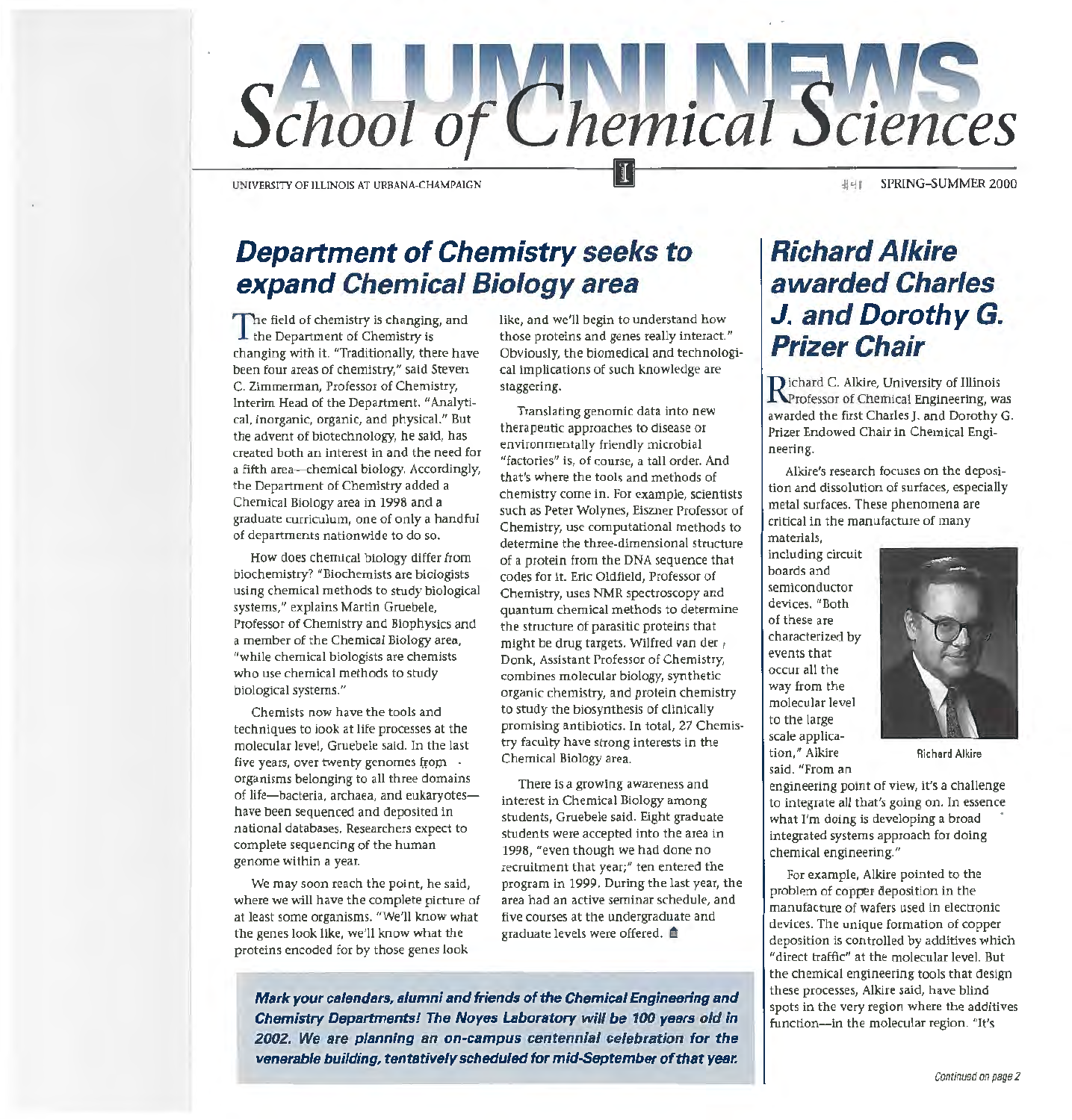# ALUMNI NEWS
## School of Chemical Sciences

UNIVERSITY OF ILLINOIS AT URBANA-CHAMPAIGN

SPRING–SUMMER 2000

## Department of Chemistry seeks to expand Chemical Biology area

The field of chemistry is changing, and the Department of Chemistry is changing with it. "Traditionally, there have been four areas of chemistry," said Steven C. Zimmerman, Professor of Chemistry, Interim Head of the Department. "Analytical, inorganic, organic, and physical." But the advent of biotechnology, he said, has created both an interest in and the need for a fifth area—chemical biology. Accordingly, the Department of Chemistry added a Chemical Biology area in 1998 and a graduate curriculum, one of only a handful of departments nationwide to do so.

How does chemical biology differ from biochemistry? "Biochemists are biologists using chemical methods to study biological systems," explains Martin Gruebele, Professor of Chemistry and Biophysics and a member of the Chemical Biology area, "while chemical biologists are chemists who use chemical methods to study biological systems."

Chemists now have the tools and techniques to look at life processes at the molecular level, Gruebele said. In the last five years, over twenty genomes from organisms belonging to all three domains of life—bacteria, archaea, and eukaryotes—have been sequenced and deposited in national databases. Researchers expect to complete sequencing of the human genome within a year.

We may soon reach the point, he said, where we will have the complete picture of at least some organisms. "We'll know what the genes look like, we'll know what the proteins encoded for by those genes look like, and we'll begin to understand how those proteins and genes really interact." Obviously, the biomedical and technological implications of such knowledge are staggering.

Translating genomic data into new therapeutic approaches to disease or environmentally friendly microbial "factories" is, of course, a tall order. And that's where the tools and methods of chemistry come in. For example, scientists such as Peter Wolynes, Eiszner Professor of Chemistry, use computational methods to determine the three-dimensional structure of a protein from the DNA sequence that codes for it. Eric Oldfield, Professor of Chemistry, uses NMR spectroscopy and quantum chemical methods to determine the structure of parasitic proteins that might be drug targets. Wilfred van der Donk, Assistant Professor of Chemistry, combines molecular biology, synthetic organic chemistry, and protein chemistry to study the biosynthesis of clinically promising antibiotics. In total, 27 Chemistry faculty have strong interests in the Chemical Biology area.

There is a growing awareness and interest in Chemical Biology among students, Gruebele said. Eight graduate students were accepted into the area in 1998, "even though we had done no recruitment that year;" ten entered the program in 1999. During the last year, the area had an active seminar schedule, and five courses at the undergraduate and graduate levels were offered.

***Mark your calendars, alumni and friends of the Chemical Engineering and Chemistry Departments! The Noyes Laboratory will be 100 years old in 2002. We are planning an on-campus centennial celebration for the venerable building, tentatively scheduled for mid-September of that year.***

## Richard Alkire awarded Charles J. and Dorothy G. Prizer Chair

Richard C. Alkire, University of Illinois Professor of Chemical Engineering, was awarded the first Charles J. and Dorothy G. Prizer Endowed Chair in Chemical Engineering.

Alkire's research focuses on the deposition and dissolution of surfaces, especially metal surfaces. These phenomena are critical in the manufacture of many materials, including circuit boards and semiconductor devices. "Both of these are characterized by events that occur all the way from the molecular level to the large scale application," Alkire said. "From an engineering point of view, it's a challenge to integrate all that's going on. In essence what I'm doing is developing a broad integrated systems approach for doing chemical engineering."

Richard Alkire

For example, Alkire pointed to the problem of copper deposition in the manufacture of wafers used in electronic devices. The unique formation of copper deposition is controlled by additives which "direct traffic" at the molecular level. But the chemical engineering tools that design these processes, Alkire said, have blind spots in the very region where the additives function—in the molecular region. "It's

*Continued on page 2*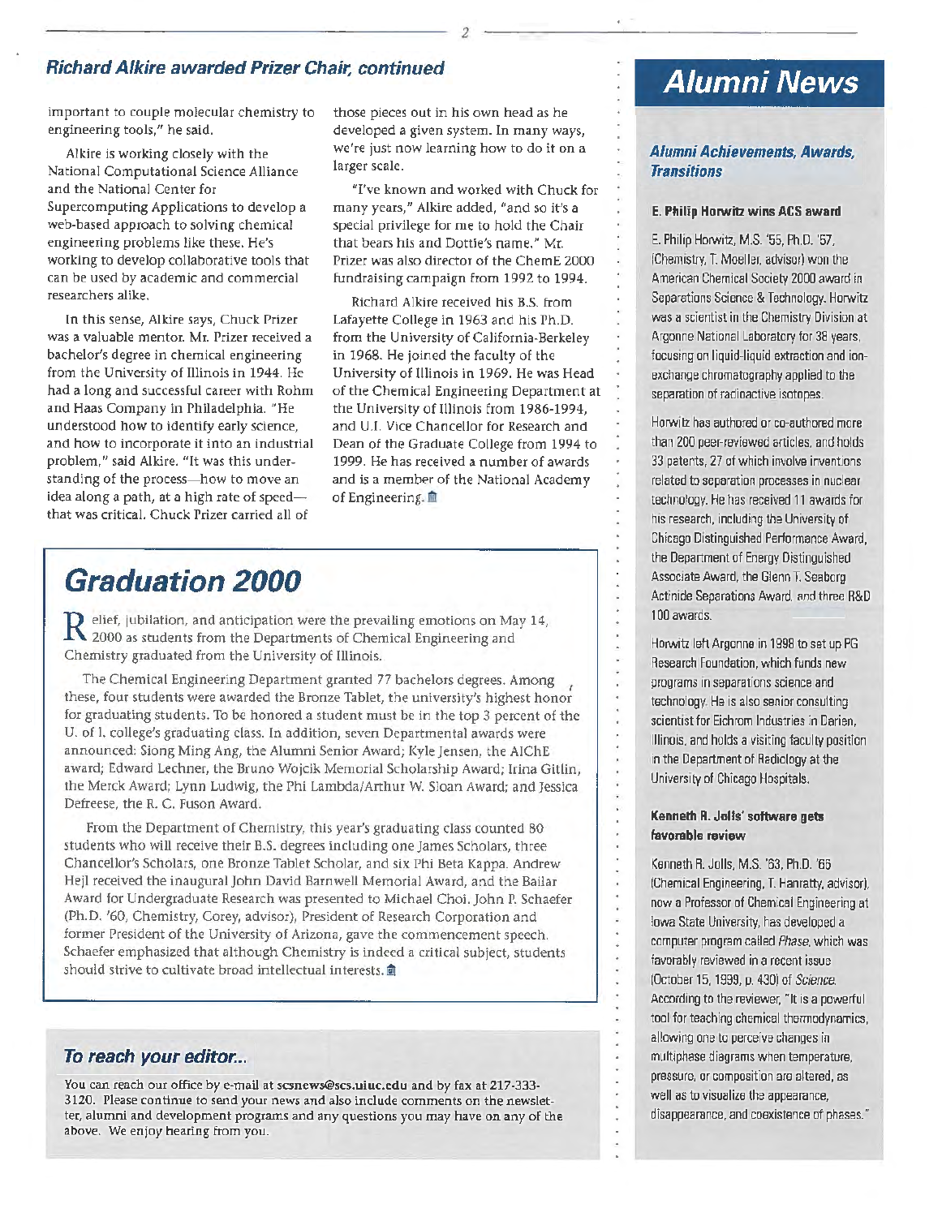## *Richard Alkire awarded Prizer Chair, continued*

important to couple molecular chemistry to engineering tools," he said.

Alkire is working closely with the National Computational Science Alliance and the National Center for Supercomputing Applications to develop a web-based approach to solving chemical engineering problems like these. He's working to develop collaborative tools that can be used by academic and commercial researchers alike.

In this sense, Alkire says, Chuck Prizer was a valuable mentor. Mr. Prizer received a bachelor's degree in chemical engineering from the University of Illinois in 1944. He had a long and successful career with Rohm and Haas Company in Philadelphia. "He understood how to identify early science, and how to incorporate it into an industrial problem," said Alkire. "It was this understanding of the process—how to move an idea along a path, at a high rate of speed—that was critical. Chuck Prizer carried all of those pieces out in his own head as he developed a given system. In many ways, we're just now learning how to do it on a larger scale.

"I've known and worked with Chuck for many years," Alkire added, "and so it's a special privilege for me to hold the Chair that bears his and Dottie's name." Mr. Prizer was also director of the ChemE 2000 fundraising campaign from 1992 to 1994.

Richard Alkire received his B.S. from Lafayette College in 1963 and his Ph.D. from the University of California-Berkeley in 1968. He joined the faculty of the University of Illinois in 1969. He was Head of the Chemical Engineering Department at the University of Illinois from 1986-1994, and U.I. Vice Chancellor for Research and Dean of the Graduate College from 1994 to 1999. He has received a number of awards and is a member of the National Academy of Engineering.

# Graduation 2000

Relief, jubilation, and anticipation were the prevailing emotions on May 14, 2000 as students from the Departments of Chemical Engineering and Chemistry graduated from the University of Illinois.

The Chemical Engineering Department granted 77 bachelors degrees. Among these, four students were awarded the Bronze Tablet, the university's highest honor for graduating students. To be honored a student must be in the top 3 percent of the U. of I. college's graduating class. In addition, seven Departmental awards were announced: Siong Ming Ang, the Alumni Senior Award; Kyle Jensen, the AIChE award; Edward Lechner, the Bruno Wojcik Memorial Scholarship Award; Irina Gitlin, the Merck Award; Lynn Ludwig, the Phi Lambda/Arthur W. Sloan Award; and Jessica Defreese, the R. C. Fuson Award.

From the Department of Chemistry, this year's graduating class counted 80 students who will receive their B.S. degrees including one James Scholars, three Chancellor's Scholars, one Bronze Tablet Scholar, and six Phi Beta Kappa. Andrew Hejl received the inaugural John David Barnwell Memorial Award, and the Bailar Award for Undergraduate Research was presented to Michael Choi. John P. Schaefer (Ph.D. '60, Chemistry, Corey, advisor), President of Research Corporation and former President of the University of Arizona, gave the commencement speech. Schaefer emphasized that although Chemistry is indeed a critical subject, students should strive to cultivate broad intellectual interests.

## *To reach your editor...*

You can reach our office by e-mail at scsnews@scs.uiuc.edu and by fax at 217-333-3120. Please continue to send your news and also include comments on the newsletter, alumni and development programs and any questions you may have on any of the above. We enjoy hearing from you.

# *Alumni News*

## *Alumni Achievements, Awards, Transitions*

### E. Philip Horwitz wins ACS award

E. Philip Horwitz, M.S. '55, Ph.D. '57, (Chemistry, T. Moeller, advisor) won the American Chemical Society 2000 award in Separations Science & Technology. Horwitz was a scientist in the Chemistry Division at Argonne National Laboratory for 38 years, focusing on liquid-liquid extraction and ion-exchange chromatography applied to the separation of radioactive isotopes.

Horwitz has authored or co-authored more than 200 peer-reviewed articles, and holds 33 patents, 27 of which involve inventions related to separation processes in nuclear technology. He has received 11 awards for his research, including the University of Chicago Distinguished Performance Award, the Department of Energy Distinguished Associate Award, the Glenn T. Seaborg Actinide Separations Award, and three R&D 100 awards.

Horwitz left Argonne in 1998 to set up PG Research Foundation, which funds new programs in separations science and technology. He is also senior consulting scientist for Eichrom Industries in Darien, Illinois, and holds a visiting faculty position in the Department of Radiology at the University of Chicago Hospitals.

### Kenneth R. Jolls' software gets favorable review

Kenneth R. Jolls, M.S. '63, Ph.D. '65 (Chemical Engineering, T. Hanratty, advisor), now a Professor of Chemical Engineering at Iowa State University, has developed a computer program called *Phase*, which was favorably reviewed in a recent issue (October 15, 1999, p. 430) of *Science*. According to the reviewer, "It is a powerful tool for teaching chemical thermodynamics, allowing one to perceive changes in multiphase diagrams when temperature, pressure, or composition are altered, as well as to visualize the appearance, disappearance, and coexistence of phases."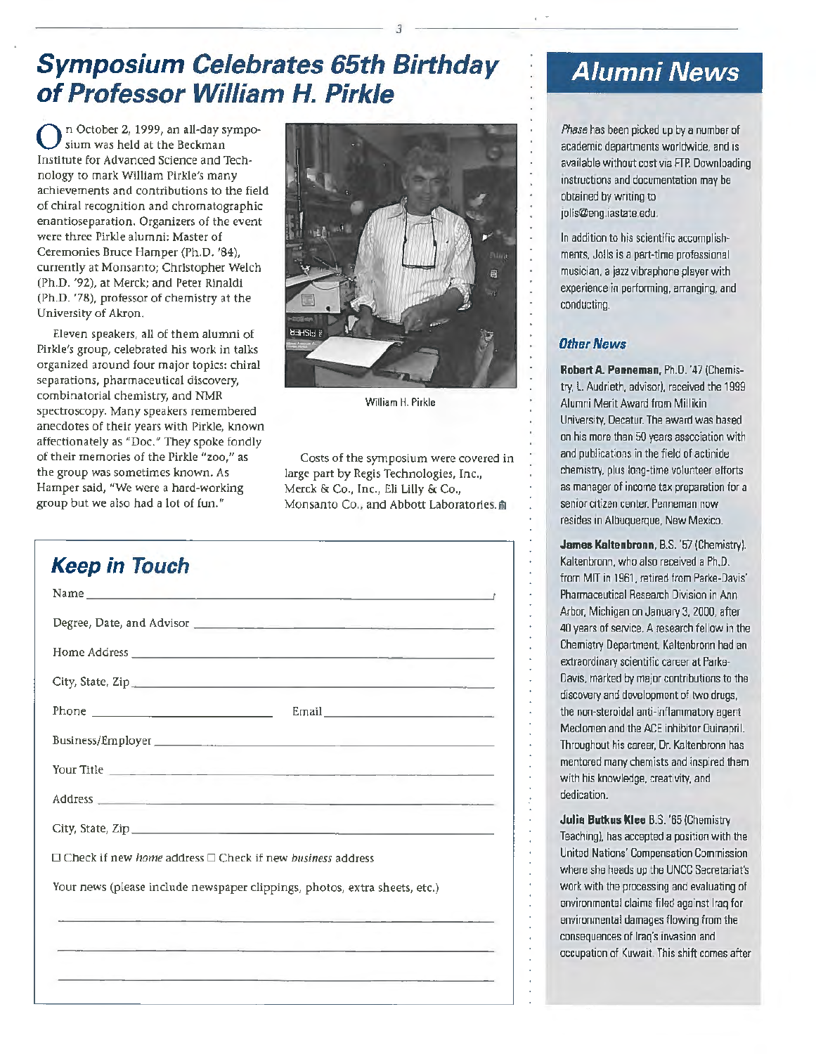## Symposium Celebrates 65th Birthday of Professor William H. Pirkle

On October 2, 1999, an all-day symposium was held at the Beckman Institute for Advanced Science and Technology to mark William Pirkle's many achievements and contributions to the field of chiral recognition and chromatographic enantioseparation. Organizers of the event were three Pirkle alumni: Master of Ceremonies Bruce Hamper (Ph.D. '84), currently at Monsanto; Christopher Welch (Ph.D. '92), at Merck; and Peter Rinaldi (Ph.D. '78), professor of chemistry at the University of Akron.

Eleven speakers, all of them alumni of Pirkle's group, celebrated his work in talks organized around four major topics: chiral separations, pharmaceutical discovery, combinatorial chemistry, and NMR spectroscopy. Many speakers remembered anecdotes of their years with Pirkle, known affectionately as "Doc." They spoke fondly of their memories of the Pirkle "zoo," as the group was sometimes known. As Hamper said, "We were a hard-working group but we also had a lot of fun."

William H. Pirkle

Costs of the symposium were covered in large part by Regis Technologies, Inc., Merck & Co., Inc., Eli Lilly & Co., Monsanto Co., and Abbott Laboratories.

## Keep in Touch

Name ______________________________

Degree, Date, and Advisor ______________________________

Home Address ______________________________

City, State, Zip ______________________________

Phone ______________ Email ______________

Business/Employer ______________________________

Your Title ______________________________

Address ______________________________

City, State, Zip ______________________________

☐ Check if new *home* address ☐ Check if new *business* address

Your news (please include newspaper clippings, photos, extra sheets, etc.)

______________________________

______________________________

______________________________

## Alumni News

*Phase* has been picked up by a number of academic departments worldwide, and is available without cost via FTP. Downloading instructions and documentation may be obtained by writing to jolls@eng.iastate.edu.

In addition to his scientific accomplishments, Jolls is a part-time professional musician, a jazz vibraphone player with experience in performing, arranging, and conducting.

### Other News

**Robert A. Penneman**, Ph.D. '47 (Chemistry, L. Audrieth, advisor), received the 1999 Alumni Merit Award from Millikin University, Decatur. The award was based on his more than 50 years association with and publications in the field of actinide chemistry, plus long-time volunteer efforts as manager of income tax preparation for a senior citizen center. Penneman now resides in Albuquerque, New Mexico.

**James Kaltenbronn**, B.S. '57 (Chemistry). Kaltenbronn, who also received a Ph.D. from MIT in 1961, retired from Parke-Davis' Pharmaceutical Research Division in Ann Arbor, Michigan on January 3, 2000, after 40 years of service. A research fellow in the Chemistry Department, Kaltenbronn had an extraordinary scientific career at Parke-Davis, marked by major contributions to the discovery and development of two drugs, the non-steroidal anti-inflammatory agent Meclomen and the ACE inhibitor Quinapril. Throughout his career, Dr. Kaltenbronn has mentored many chemists and inspired them with his knowledge, creativity, and dedication.

**Julia Butkus Klee** B.S. '65 (Chemistry Teaching), has accepted a position with the United Nations' Compensation Commission where she heads up the UNCC Secretariat's work with the processing and evaluating of environmental claims filed against Iraq for environmental damages flowing from the consequences of Iraq's invasion and occupation of Kuwait. This shift comes after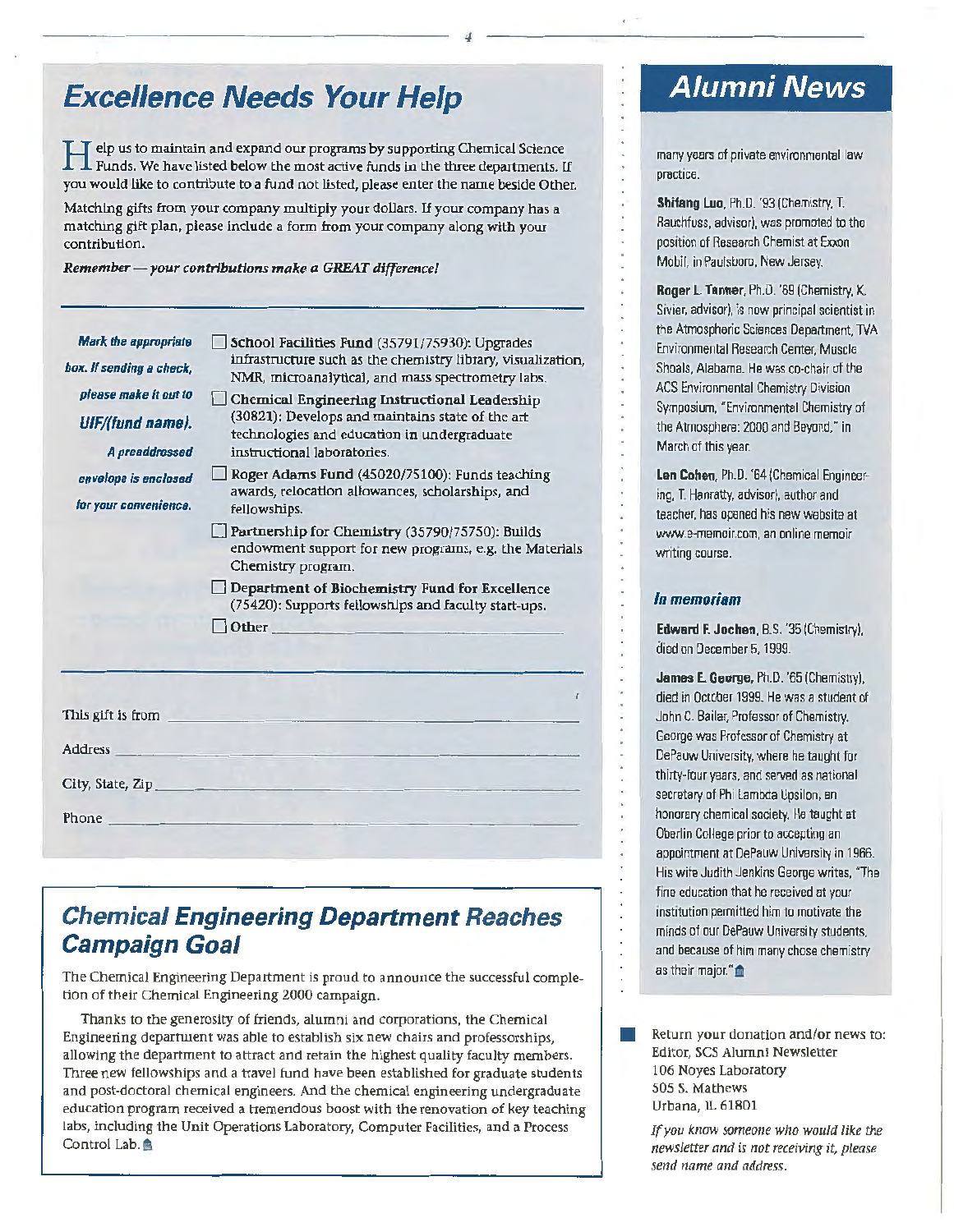## Excellence Needs Your Help

Help us to maintain and expand our programs by supporting Chemical Science Funds. We have listed below the most active funds in the three departments. If you would like to contribute to a fund not listed, please enter the name beside Other.

Matching gifts from your company multiply your dollars. If your company has a matching gift plan, please include a form from your company along with your contribution.

***Remember — your contributions make a GREAT difference!***

*Mark the appropriate box. If sending a check, please make it out to **UIF/(fund name).** A preaddressed envelope is enclosed for your convenience.*

- ☐ **School Facilities Fund** (35791/75930): Upgrades infrastructure such as the chemistry library, visualization, NMR, microanalytical, and mass spectrometry labs.
- ☐ **Chemical Engineering Instructional Leadership** (30821): Develops and maintains state of the art technologies and education in undergraduate instructional laboratories.
- ☐ **Roger Adams Fund** (45020/75100): Funds teaching awards, relocation allowances, scholarships, and fellowships.
- ☐ **Partnership for Chemistry** (35790/75750): Builds endowment support for new programs, e.g. the Materials Chemistry program.
- ☐ **Department of Biochemistry Fund for Excellence** (75420): Supports fellowships and faculty start-ups.
- ☐ **Other** ______________________

This gift is from ______________________

Address ______________________

City, State, Zip ______________________

Phone ______________________

## Chemical Engineering Department Reaches Campaign Goal

The Chemical Engineering Department is proud to announce the successful completion of their Chemical Engineering 2000 campaign.

Thanks to the generosity of friends, alumni and corporations, the Chemical Engineering department was able to establish six new chairs and professorships, allowing the department to attract and retain the highest quality faculty members. Three new fellowships and a travel fund have been established for graduate students and post-doctoral chemical engineers. And the chemical engineering undergraduate education program received a tremendous boost with the renovation of key teaching labs, including the Unit Operations Laboratory, Computer Facilities, and a Process Control Lab.

## Alumni News

many years of private environmental law practice.

**Shifang Luo**, Ph.D. '93 (Chemistry, T. Rauchfuss, advisor), was promoted to the position of Research Chemist at Exxon Mobil, in Paulsboro, New Jersey.

**Roger L. Tanner**, Ph.D. '69 (Chemistry, K. Sivier, advisor), is now principal scientist in the Atmospheric Sciences Department, TVA Environmental Research Center, Muscle Shoals, Alabama. He was co-chair of the ACS Environmental Chemistry Division Symposium, "Environmental Chemistry of the Atmosphere: 2000 and Beyond," in March of this year.

**Len Cohen**, Ph.D. '64 (Chemical Engineering, T. Hanratty, advisor), author and teacher, has opened his new website at www.e-memoir.com, an online memoir writing course.

### *In memoriam*

**Edward F. Jochen**, B.S. '35 (Chemistry), died on December 5, 1999.

**James E. George**, Ph.D. '65 (Chemistry), died in October 1999. He was a student of John C. Bailar, Professor of Chemistry. George was Professor of Chemistry at DePauw University, where he taught for thirty-four years, and served as national secretary of Phi Lambda Upsilon, an honorary chemical society. He taught at Oberlin College prior to accepting an appointment at DePauw University in 1966. His wife Judith Jenkins George writes, "The fine education that he received at your institution permitted him to motivate the minds of our DePauw University students, and because of him many chose chemistry as their major."

Return your donation and/or news to:
Editor, SCS Alumni Newsletter
106 Noyes Laboratory
505 S. Mathews
Urbana, IL 61801

*If you know someone who would like the newsletter and is not receiving it, please send name and address.*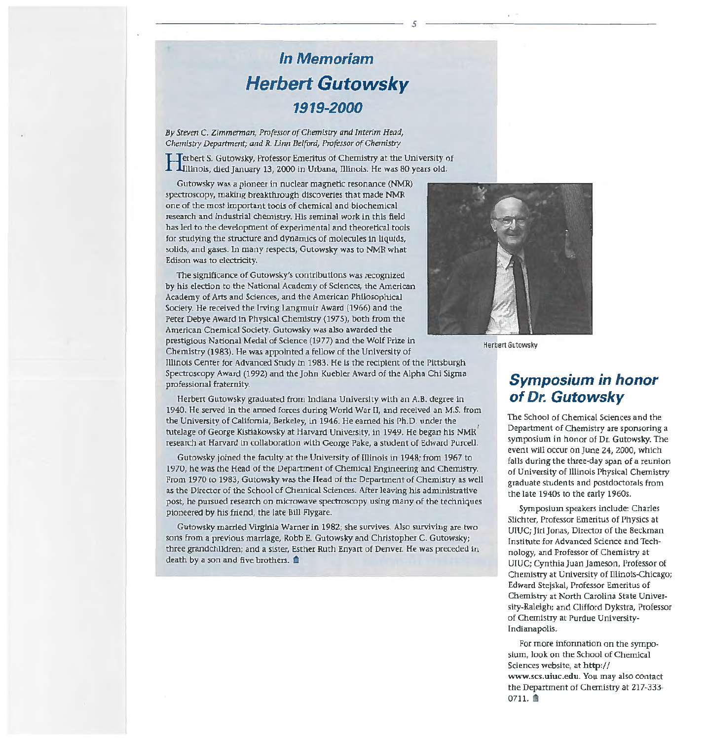# In Memoriam

## Herbert Gutowsky

### 1919-2000

*By Steven C. Zimmerman, Professor of Chemistry and Interim Head, Chemistry Department; and R. Linn Belford, Professor of Chemistry*

Herbert S. Gutowsky, Professor Emeritus of Chemistry at the University of Illinois, died January 13, 2000 in Urbana, Illinois. He was 80 years old.

Gutowsky was a pioneer in nuclear magnetic resonance (NMR) spectroscopy, making breakthrough discoveries that made NMR one of the most important tools of chemical and biochemical research and industrial chemistry. His seminal work in this field has led to the development of experimental and theoretical tools for studying the structure and dynamics of molecules in liquids, solids, and gases. In many respects, Gutowsky was to NMR what Edison was to electricity.

The significance of Gutowsky's contributions was recognized by his election to the National Academy of Sciences, the American Academy of Arts and Sciences, and the American Philosophical Society. He received the Irving Langmuir Award (1966) and the Peter Debye Award in Physical Chemistry (1975), both from the American Chemical Society. Gutowsky was also awarded the prestigious National Medal of Science (1977) and the Wolf Prize in Chemistry (1983). He was appointed a fellow of the University of Illinois Center for Advanced Study in 1983. He is the recipient of the Pittsburgh Spectroscopy Award (1992) and the John Kuebler Award of the Alpha Chi Sigma professional fraternity.

Herbert Gutowsky

Herbert Gutowsky graduated from Indiana University with an A.B. degree in 1940. He served in the armed forces during World War II, and received an M.S. from the University of California, Berkeley, in 1946. He earned his Ph.D. under the tutelage of George Kistiakowsky at Harvard University, in 1949. He began his NMR research at Harvard in collaboration with George Pake, a student of Edward Purcell.

Gutowsky joined the faculty at the University of Illinois in 1948; from 1967 to 1970, he was the Head of the Department of Chemical Engineering and Chemistry. From 1970 to 1983, Gutowsky was the Head of the Department of Chemistry as well as the Director of the School of Chemical Sciences. After leaving his administrative post, he pursued research on microwave spectroscopy using many of the techniques pioneered by his friend, the late Bill Flygare.

Gutowsky married Virginia Warner in 1982; she survives. Also surviving are two sons from a previous marriage, Robb E. Gutowsky and Christopher C. Gutowsky; three grandchildren; and a sister, Esther Ruth Enyart of Denver. He was preceded in death by a son and five brothers.

## Symposium in honor of Dr. Gutowsky

The School of Chemical Sciences and the Department of Chemistry are sponsoring a symposium in honor of Dr. Gutowsky. The event will occur on June 24, 2000, which falls during the three-day span of a reunion of University of Illinois Physical Chemistry graduate students and postdoctorals from the late 1940s to the early 1960s.

Symposium speakers include: Charles Slichter, Professor Emeritus of Physics at UIUC; Jiri Jonas, Director of the Beckman Institute for Advanced Science and Technology, and Professor of Chemistry at UIUC; Cynthia Juan Jameson, Professor of Chemistry at University of Illinois-Chicago; Edward Stejskal, Professor Emeritus of Chemistry at North Carolina State University-Raleigh; and Clifford Dykstra, Professor of Chemistry at Purdue University-Indianapolis.

For more information on the symposium, look on the School of Chemical Sciences website, at **http://www.scs.uiuc.edu**. You may also contact the Department of Chemistry at 217-333-0711.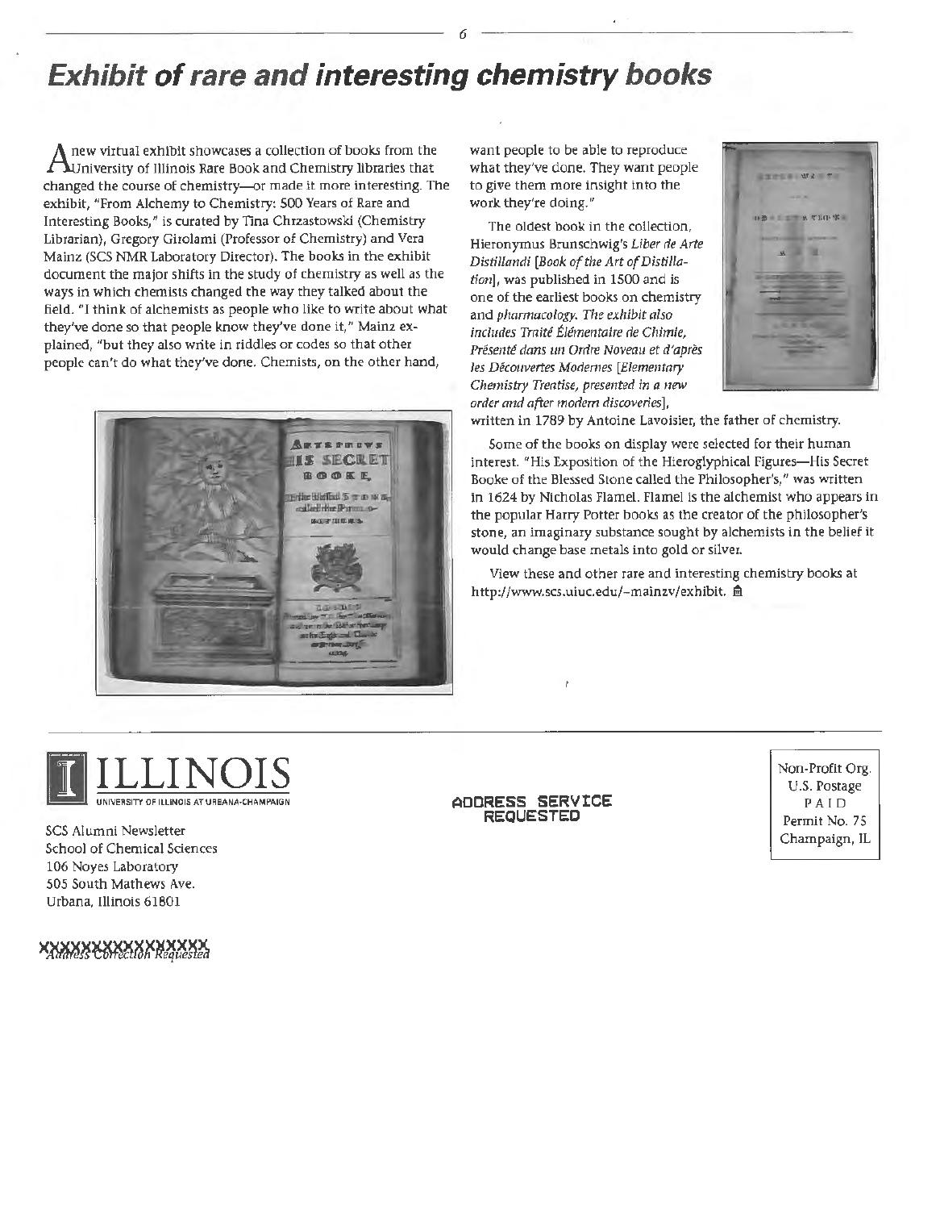# Exhibit of rare and interesting chemistry books

A new virtual exhibit showcases a collection of books from the University of Illinois Rare Book and Chemistry libraries that changed the course of chemistry—or made it more interesting. The exhibit, "From Alchemy to Chemistry: 500 Years of Rare and Interesting Books," is curated by Tina Chrzastowski (Chemistry Librarian), Gregory Girolami (Professor of Chemistry) and Vera Mainz (SCS NMR Laboratory Director). The books in the exhibit document the major shifts in the study of chemistry as well as the ways in which chemists changed the way they talked about the field. "I think of alchemists as people who like to write about what they've done so that people know they've done it," Mainz explained, "but they also write in riddles or codes so that other people can't do what they've done. Chemists, on the other hand, want people to be able to reproduce what they've done. They want people to give them more insight into the work they're doing."

The oldest book in the collection, Hieronymus Brunschwig's *Liber de Arte Distillandi* [*Book of the Art of Distillation*], was published in 1500 and is one of the earliest books on chemistry and *pharmacology. The exhibit also includes Traité Élémentaire de Chimie, Présenté dans un Ordre Noveau et d'après les Découvertes Modernes [Elementary Chemistry Treatise, presented in a new order and after modern discoveries]*, written in 1789 by Antoine Lavoisier, the father of chemistry.

Some of the books on display were selected for their human interest. "His Exposition of the Hieroglyphical Figures—His Secret Booke of the Blessed Stone called the Philosopher's," was written in 1624 by Nicholas Flamel. Flamel is the alchemist who appears in the popular Harry Potter books as the creator of the philosopher's stone, an imaginary substance sought by alchemists in the belief it would change base metals into gold or silver.

View these and other rare and interesting chemistry books at http://www.scs.uiuc.edu/~mainzv/exhibit.

---

ILLINOIS

UNIVERSITY OF ILLINOIS AT URBANA-CHAMPAIGN

SCS Alumni Newsletter
School of Chemical Sciences
106 Noyes Laboratory
505 South Mathews Ave.
Urbana, Illinois 61801

Address Correction Requested

ADDRESS SERVICE REQUESTED

Non-Profit Org.
U.S. Postage
PAID
Permit No. 75
Champaign, IL